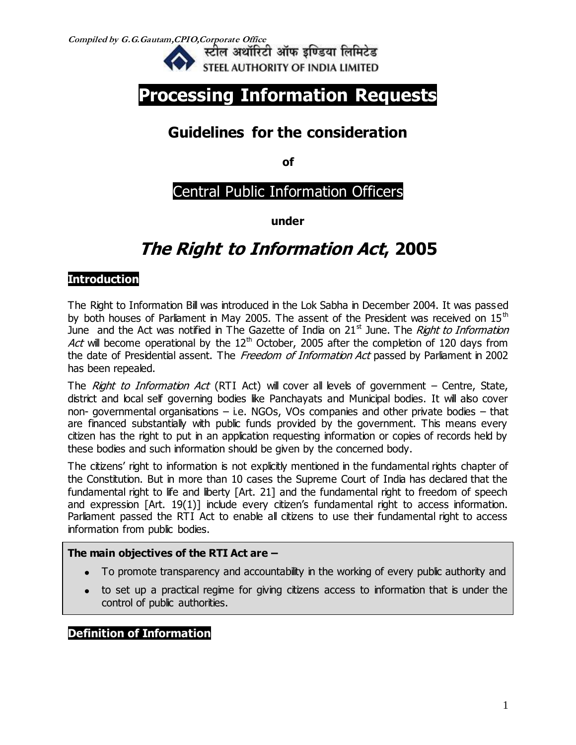**Compiled by G.G.Gautam,CPIO,Corporate Office**

स्टील अथॉरिटी ऑफ इण्डिया लिमिटेड
STEEL AUTHORITY OF INDIA LIMITED

# Processing Information Requests

## Guidelines for the consideration

**of**

## Central Public Information Officers

**under**

# *The Right to Information Act*, 2005

### Introduction

The Right to Information Bill was introduced in the Lok Sabha in December 2004. It was passed by both houses of Parliament in May 2005. The assent of the President was received on 15th June and the Act was notified in The Gazette of India on 21st June. The *Right to Information Act* will become operational by the 12th October, 2005 after the completion of 120 days from the date of Presidential assent. The *Freedom of Information Act* passed by Parliament in 2002 has been repealed.

The *Right to Information Act* (RTI Act) will cover all levels of government – Centre, State, district and local self governing bodies like Panchayats and Municipal bodies. It will also cover non- governmental organisations – i.e. NGOs, VOs companies and other private bodies – that are financed substantially with public funds provided by the government. This means every citizen has the right to put in an application requesting information or copies of records held by these bodies and such information should be given by the concerned body.

The citizens' right to information is not explicitly mentioned in the fundamental rights chapter of the Constitution. But in more than 10 cases the Supreme Court of India has declared that the fundamental right to life and liberty [Art. 21] and the fundamental right to freedom of speech and expression [Art. 19(1)] include every citizen's fundamental right to access information. Parliament passed the RTI Act to enable all citizens to use their fundamental right to access information from public bodies.

**The main objectives of the RTI Act are –**

- To promote transparency and accountability in the working of every public authority and
- to set up a practical regime for giving citizens access to information that is under the control of public authorities.

### Definition of Information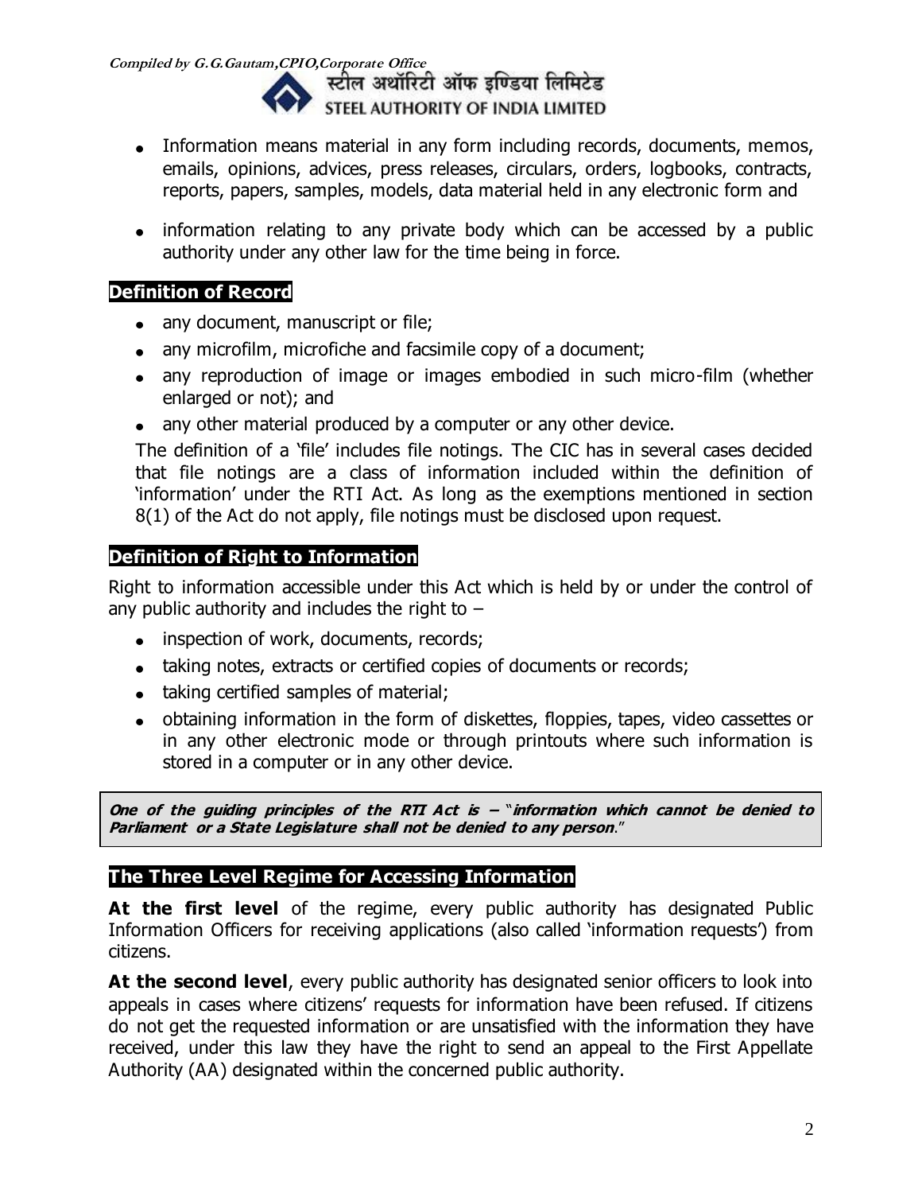- Information means material in any form including records, documents, memos, emails, opinions, advices, press releases, circulars, orders, logbooks, contracts, reports, papers, samples, models, data material held in any electronic form and
- information relating to any private body which can be accessed by a public authority under any other law for the time being in force.

## Definition of Record

- any document, manuscript or file;
- any microfilm, microfiche and facsimile copy of a document;
- any reproduction of image or images embodied in such micro-film (whether enlarged or not); and
- any other material produced by a computer or any other device.

The definition of a 'file' includes file notings. The CIC has in several cases decided that file notings are a class of information included within the definition of 'information' under the RTI Act. As long as the exemptions mentioned in section 8(1) of the Act do not apply, file notings must be disclosed upon request.

## Definition of Right to Information

Right to information accessible under this Act which is held by or under the control of any public authority and includes the right to –

- inspection of work, documents, records;
- taking notes, extracts or certified copies of documents or records;
- taking certified samples of material;
- obtaining information in the form of diskettes, floppies, tapes, video cassettes or in any other electronic mode or through printouts where such information is stored in a computer or in any other device.

> ***One of the guiding principles of the RTI Act is –*** "***information which cannot be denied to Parliament or a State Legislature shall not be denied to any person***."

## The Three Level Regime for Accessing Information

**At the first level** of the regime, every public authority has designated Public Information Officers for receiving applications (also called 'information requests') from citizens.

**At the second level**, every public authority has designated senior officers to look into appeals in cases where citizens' requests for information have been refused. If citizens do not get the requested information or are unsatisfied with the information they have received, under this law they have the right to send an appeal to the First Appellate Authority (AA) designated within the concerned public authority.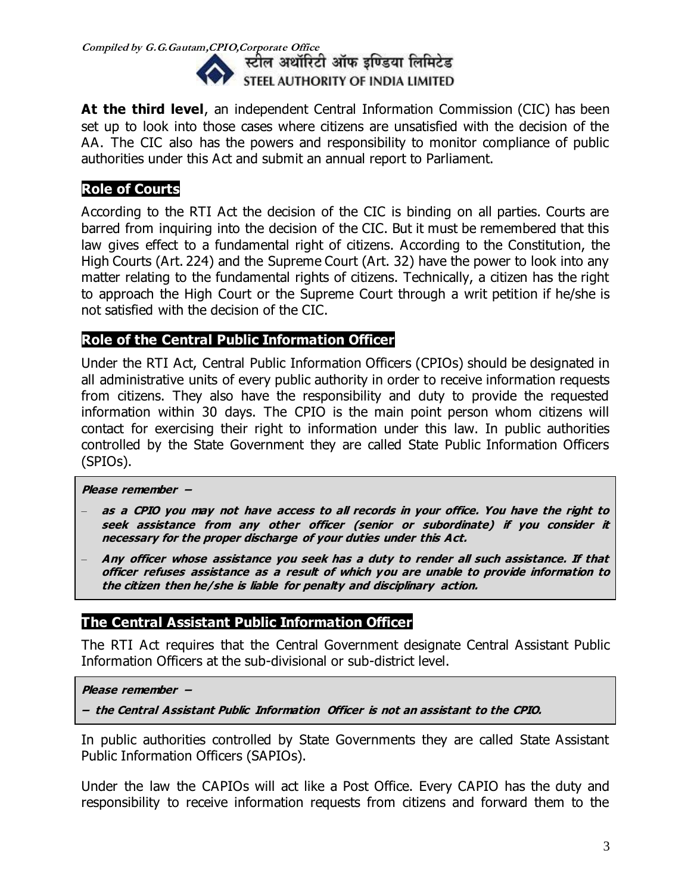**At the third level**, an independent Central Information Commission (CIC) has been set up to look into those cases where citizens are unsatisfied with the decision of the AA. The CIC also has the powers and responsibility to monitor compliance of public authorities under this Act and submit an annual report to Parliament.

## Role of Courts

According to the RTI Act the decision of the CIC is binding on all parties. Courts are barred from inquiring into the decision of the CIC. But it must be remembered that this law gives effect to a fundamental right of citizens. According to the Constitution, the High Courts (Art. 224) and the Supreme Court (Art. 32) have the power to look into any matter relating to the fundamental rights of citizens. Technically, a citizen has the right to approach the High Court or the Supreme Court through a writ petition if he/she is not satisfied with the decision of the CIC.

## Role of the Central Public Information Officer

Under the RTI Act, Central Public Information Officers (CPIOs) should be designated in all administrative units of every public authority in order to receive information requests from citizens. They also have the responsibility and duty to provide the requested information within 30 days. The CPIO is the main point person whom citizens will contact for exercising their right to information under this law. In public authorities controlled by the State Government they are called State Public Information Officers (SPIOs).

***Please remember –***

- ***as a CPIO you may not have access to all records in your office. You have the right to seek assistance from any other officer (senior or subordinate) if you consider it necessary for the proper discharge of your duties under this Act.***
- ***Any officer whose assistance you seek has a duty to render all such assistance. If that officer refuses assistance as a result of which you are unable to provide information to the citizen then he/she is liable for penalty and disciplinary action.***

## The Central Assistant Public Information Officer

The RTI Act requires that the Central Government designate Central Assistant Public Information Officers at the sub-divisional or sub-district level.

***Please remember –***

***– the Central Assistant Public Information Officer is not an assistant to the CPIO.***

In public authorities controlled by State Governments they are called State Assistant Public Information Officers (SAPIOs).

Under the law the CAPIOs will act like a Post Office. Every CAPIO has the duty and responsibility to receive information requests from citizens and forward them to the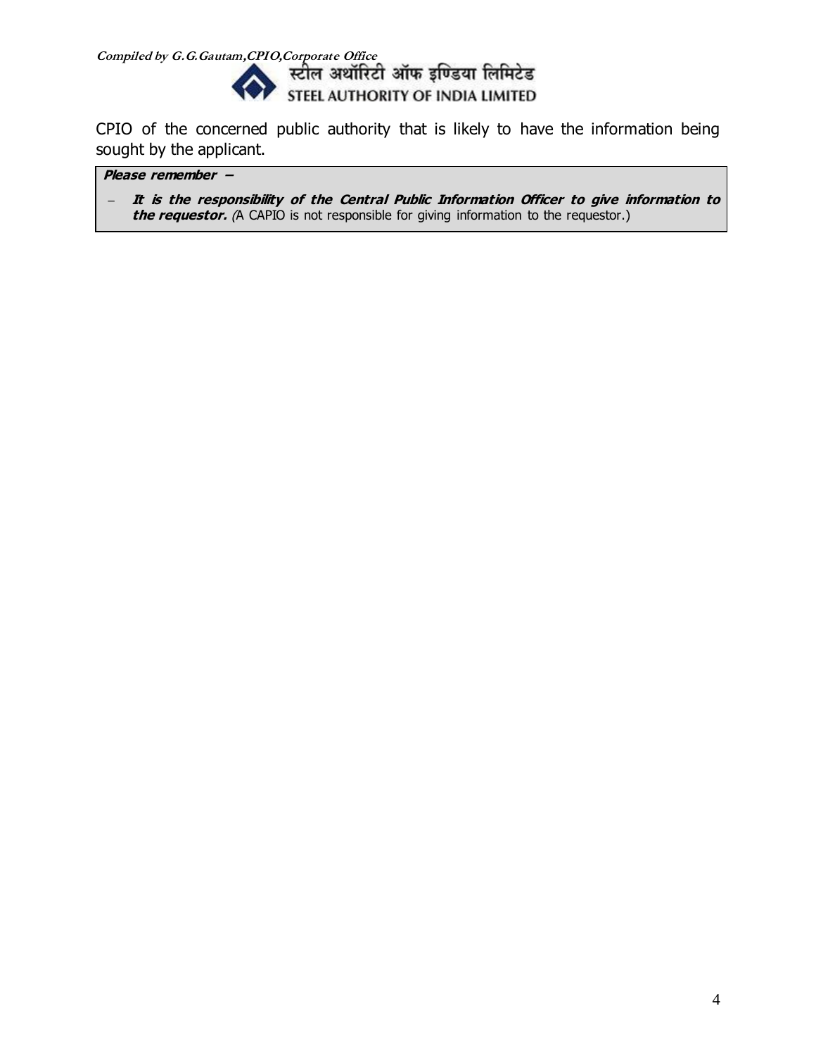CPIO of the concerned public authority that is likely to have the information being sought by the applicant.

> ***Please remember –***
>
> - ***It is the responsibility of the Central Public Information Officer to give information to the requestor.*** *(*A CAPIO is not responsible for giving information to the requestor.)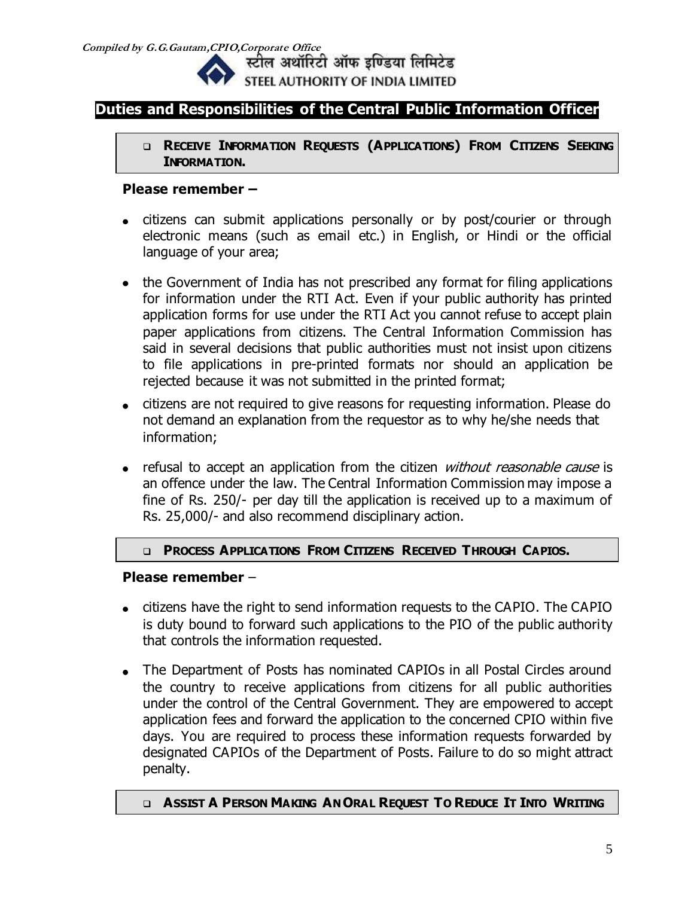## Duties and Responsibilities of the Central Public Information Officer

- **RECEIVE INFORMATION REQUESTS (APPLICATIONS) FROM CITIZENS SEEKING INFORMATION.**

**Please remember –**

- citizens can submit applications personally or by post/courier or through electronic means (such as email etc.) in English, or Hindi or the official language of your area;
- the Government of India has not prescribed any format for filing applications for information under the RTI Act. Even if your public authority has printed application forms for use under the RTI Act you cannot refuse to accept plain paper applications from citizens. The Central Information Commission has said in several decisions that public authorities must not insist upon citizens to file applications in pre-printed formats nor should an application be rejected because it was not submitted in the printed format;
- citizens are not required to give reasons for requesting information. Please do not demand an explanation from the requestor as to why he/she needs that information;
- refusal to accept an application from the citizen *without reasonable cause* is an offence under the law. The Central Information Commission may impose a fine of Rs. 250/- per day till the application is received up to a maximum of Rs. 25,000/- and also recommend disciplinary action.

- **PROCESS APPLICATIONS FROM CITIZENS RECEIVED THROUGH CAPIOS.**

**Please remember** –

- citizens have the right to send information requests to the CAPIO. The CAPIO is duty bound to forward such applications to the PIO of the public authority that controls the information requested.
- The Department of Posts has nominated CAPIOs in all Postal Circles around the country to receive applications from citizens for all public authorities under the control of the Central Government. They are empowered to accept application fees and forward the application to the concerned CPIO within five days. You are required to process these information requests forwarded by designated CAPIOs of the Department of Posts. Failure to do so might attract penalty.

- **ASSIST A PERSON MAKING AN ORAL REQUEST TO REDUCE IT INTO WRITING**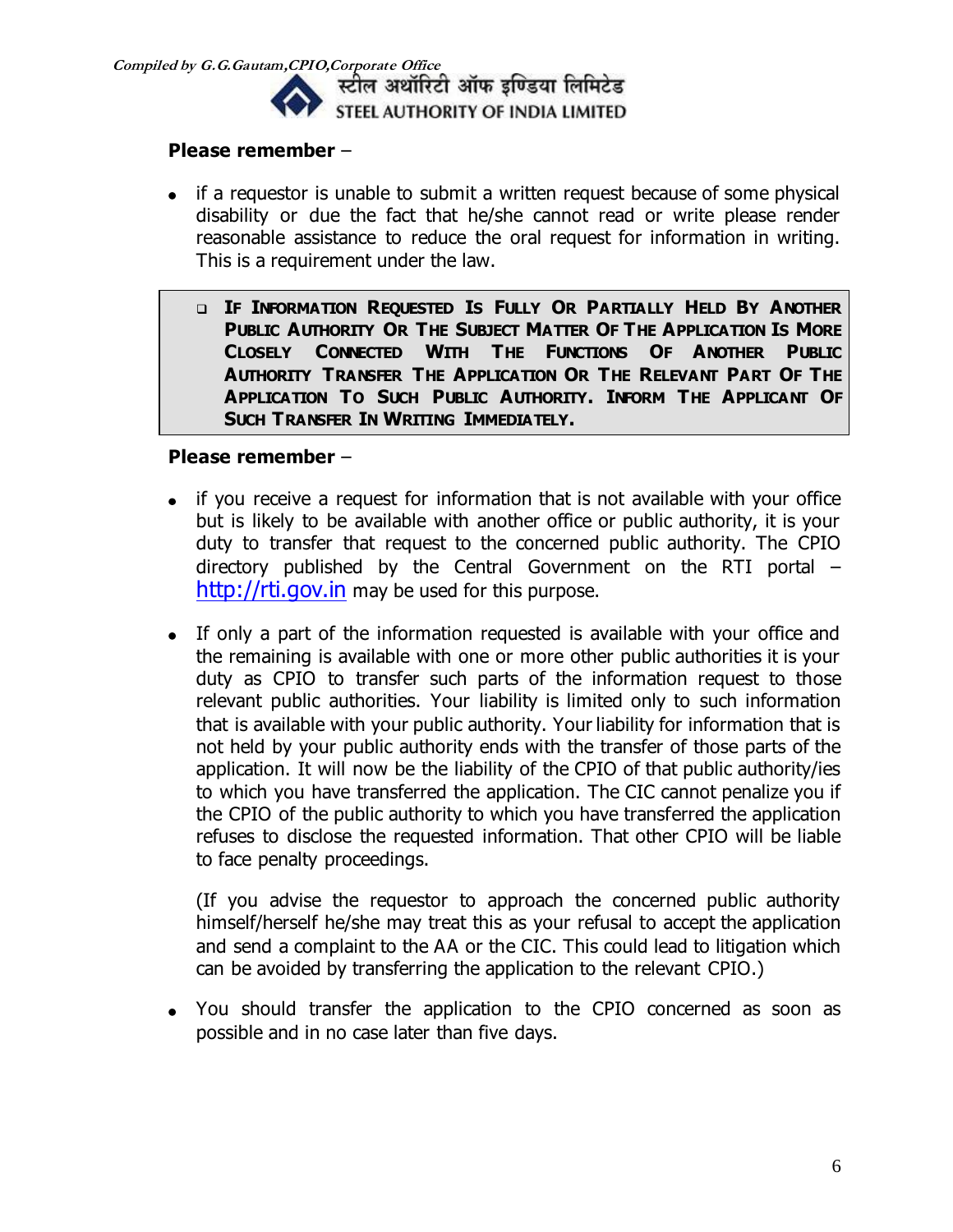**Please remember** –

- if a requestor is unable to submit a written request because of some physical disability or due the fact that he/she cannot read or write please render reasonable assistance to reduce the oral request for information in writing. This is a requirement under the law.

> - **IF INFORMATION REQUESTED IS FULLY OR PARTIALLY HELD BY ANOTHER PUBLIC AUTHORITY OR THE SUBJECT MATTER OF THE APPLICATION IS MORE CLOSELY CONNECTED WITH THE FUNCTIONS OF ANOTHER PUBLIC AUTHORITY TRANSFER THE APPLICATION OR THE RELEVANT PART OF THE APPLICATION TO SUCH PUBLIC AUTHORITY. INFORM THE APPLICANT OF SUCH TRANSFER IN WRITING IMMEDIATELY.**

**Please remember** –

- if you receive a request for information that is not available with your office but is likely to be available with another office or public authority, it is your duty to transfer that request to the concerned public authority. The CPIO directory published by the Central Government on the RTI portal – http://rti.gov.in may be used for this purpose.

- If only a part of the information requested is available with your office and the remaining is available with one or more other public authorities it is your duty as CPIO to transfer such parts of the information request to those relevant public authorities. Your liability is limited only to such information that is available with your public authority. Your liability for information that is not held by your public authority ends with the transfer of those parts of the application. It will now be the liability of the CPIO of that public authority/ies to which you have transferred the application. The CIC cannot penalize you if the CPIO of the public authority to which you have transferred the application refuses to disclose the requested information. That other CPIO will be liable to face penalty proceedings.

  (If you advise the requestor to approach the concerned public authority himself/herself he/she may treat this as your refusal to accept the application and send a complaint to the AA or the CIC. This could lead to litigation which can be avoided by transferring the application to the relevant CPIO.)

- You should transfer the application to the CPIO concerned as soon as possible and in no case later than five days.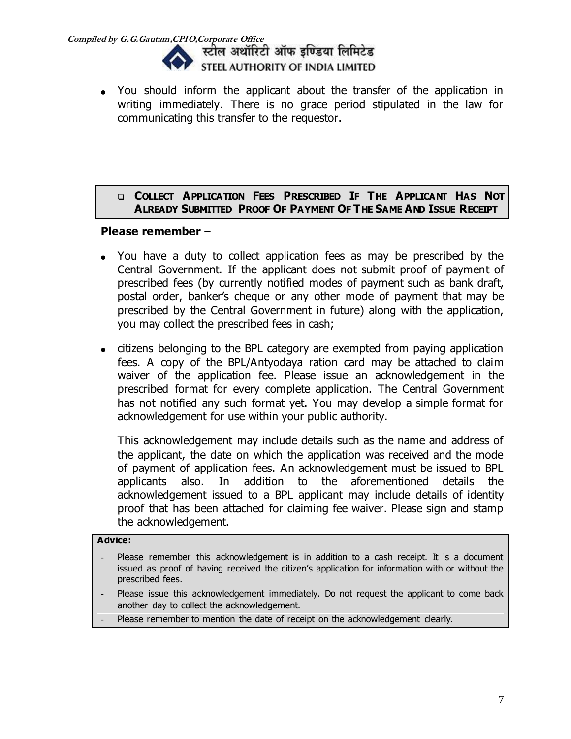- You should inform the applicant about the transfer of the application in writing immediately. There is no grace period stipulated in the law for communicating this transfer to the requestor.

### COLLECT APPLICATION FEES PRESCRIBED IF THE APPLICANT HAS NOT ALREADY SUBMITTED PROOF OF PAYMENT OF THE SAME AND ISSUE RECEIPT

**Please remember** –

- You have a duty to collect application fees as may be prescribed by the Central Government. If the applicant does not submit proof of payment of prescribed fees (by currently notified modes of payment such as bank draft, postal order, banker's cheque or any other mode of payment that may be prescribed by the Central Government in future) along with the application, you may collect the prescribed fees in cash;
- citizens belonging to the BPL category are exempted from paying application fees. A copy of the BPL/Antyodaya ration card may be attached to claim waiver of the application fee. Please issue an acknowledgement in the prescribed format for every complete application. The Central Government has not notified any such format yet. You may develop a simple format for acknowledgement for use within your public authority.

  This acknowledgement may include details such as the name and address of the applicant, the date on which the application was received and the mode of payment of application fees. An acknowledgement must be issued to BPL applicants also. In addition to the aforementioned details the acknowledgement issued to a BPL applicant may include details of identity proof that has been attached for claiming fee waiver. Please sign and stamp the acknowledgement.

**Advice:**

- Please remember this acknowledgement is in addition to a cash receipt. It is a document issued as proof of having received the citizen's application for information with or without the prescribed fees.
- Please issue this acknowledgement immediately. Do not request the applicant to come back another day to collect the acknowledgement.
- Please remember to mention the date of receipt on the acknowledgement clearly.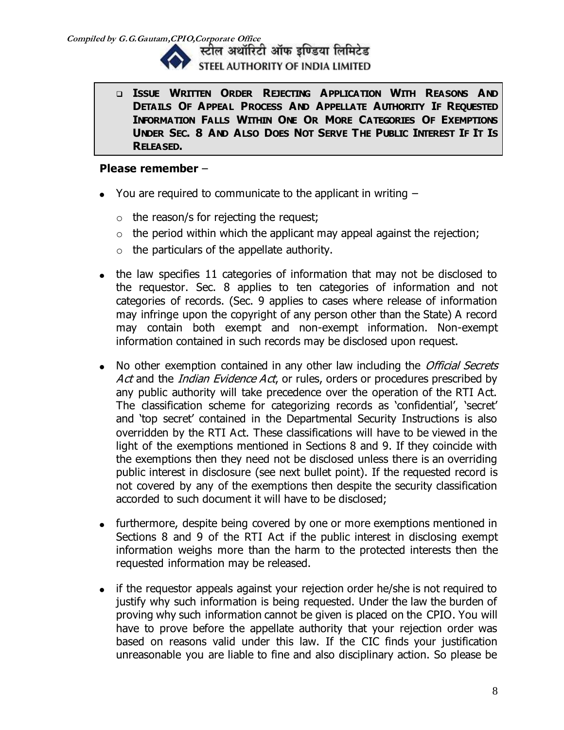- **ISSUE WRITTEN ORDER REJECTING APPLICATION WITH REASONS AND DETAILS OF APPEAL PROCESS AND APPELLATE AUTHORITY IF REQUESTED INFORMATION FALLS WITHIN ONE OR MORE CATEGORIES OF EXEMPTIONS UNDER SEC. 8 AND ALSO DOES NOT SERVE THE PUBLIC INTEREST IF IT IS RELEASED.**

**Please remember** –

- You are required to communicate to the applicant in writing –
  - the reason/s for rejecting the request;
  - the period within which the applicant may appeal against the rejection;
  - the particulars of the appellate authority.
- the law specifies 11 categories of information that may not be disclosed to the requestor. Sec. 8 applies to ten categories of information and not categories of records. (Sec. 9 applies to cases where release of information may infringe upon the copyright of any person other than the State) A record may contain both exempt and non-exempt information. Non-exempt information contained in such records may be disclosed upon request.
- No other exemption contained in any other law including the *Official Secrets Act* and the *Indian Evidence Act*, or rules, orders or procedures prescribed by any public authority will take precedence over the operation of the RTI Act. The classification scheme for categorizing records as 'confidential', 'secret' and 'top secret' contained in the Departmental Security Instructions is also overridden by the RTI Act. These classifications will have to be viewed in the light of the exemptions mentioned in Sections 8 and 9. If they coincide with the exemptions then they need not be disclosed unless there is an overriding public interest in disclosure (see next bullet point). If the requested record is not covered by any of the exemptions then despite the security classification accorded to such document it will have to be disclosed;
- furthermore, despite being covered by one or more exemptions mentioned in Sections 8 and 9 of the RTI Act if the public interest in disclosing exempt information weighs more than the harm to the protected interests then the requested information may be released.
- if the requestor appeals against your rejection order he/she is not required to justify why such information is being requested. Under the law the burden of proving why such information cannot be given is placed on the CPIO. You will have to prove before the appellate authority that your rejection order was based on reasons valid under this law. If the CIC finds your justification unreasonable you are liable to fine and also disciplinary action. So please be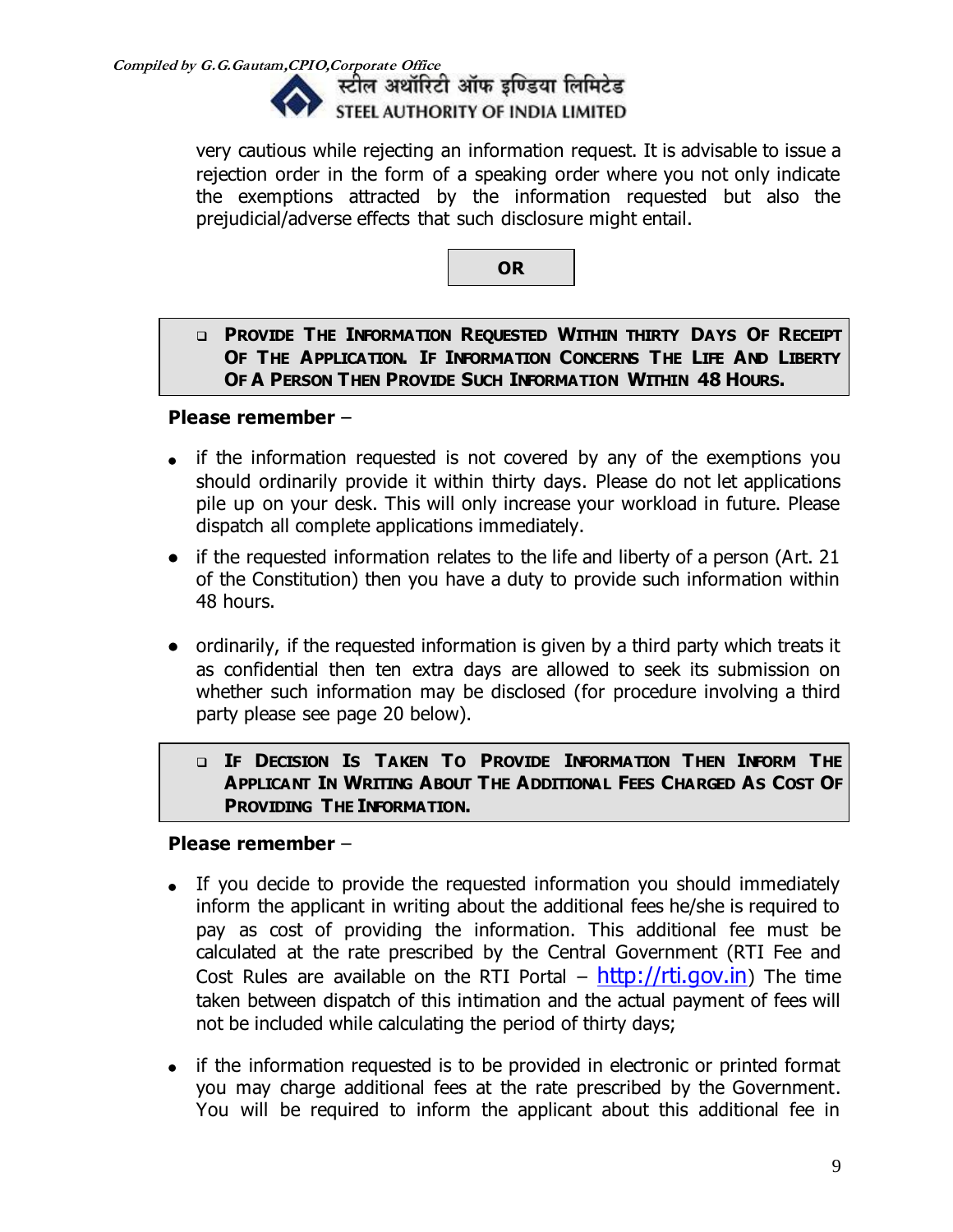very cautious while rejecting an information request. It is advisable to issue a rejection order in the form of a speaking order where you not only indicate the exemptions attracted by the information requested but also the prejudicial/adverse effects that such disclosure might entail.

**OR**

- **PROVIDE THE INFORMATION REQUESTED WITHIN THIRTY DAYS OF RECEIPT OF THE APPLICATION. IF INFORMATION CONCERNS THE LIFE AND LIBERTY OF A PERSON THEN PROVIDE SUCH INFORMATION WITHIN 48 HOURS.**

**Please remember** –

- if the information requested is not covered by any of the exemptions you should ordinarily provide it within thirty days. Please do not let applications pile up on your desk. This will only increase your workload in future. Please dispatch all complete applications immediately.
- if the requested information relates to the life and liberty of a person (Art. 21 of the Constitution) then you have a duty to provide such information within 48 hours.
- ordinarily, if the requested information is given by a third party which treats it as confidential then ten extra days are allowed to seek its submission on whether such information may be disclosed (for procedure involving a third party please see page 20 below).

- **IF DECISION IS TAKEN TO PROVIDE INFORMATION THEN INFORM THE APPLICANT IN WRITING ABOUT THE ADDITIONAL FEES CHARGED AS COST OF PROVIDING THE INFORMATION.**

**Please remember** –

- If you decide to provide the requested information you should immediately inform the applicant in writing about the additional fees he/she is required to pay as cost of providing the information. This additional fee must be calculated at the rate prescribed by the Central Government (RTI Fee and Cost Rules are available on the RTI Portal – http://rti.gov.in) The time taken between dispatch of this intimation and the actual payment of fees will not be included while calculating the period of thirty days;
- if the information requested is to be provided in electronic or printed format you may charge additional fees at the rate prescribed by the Government. You will be required to inform the applicant about this additional fee in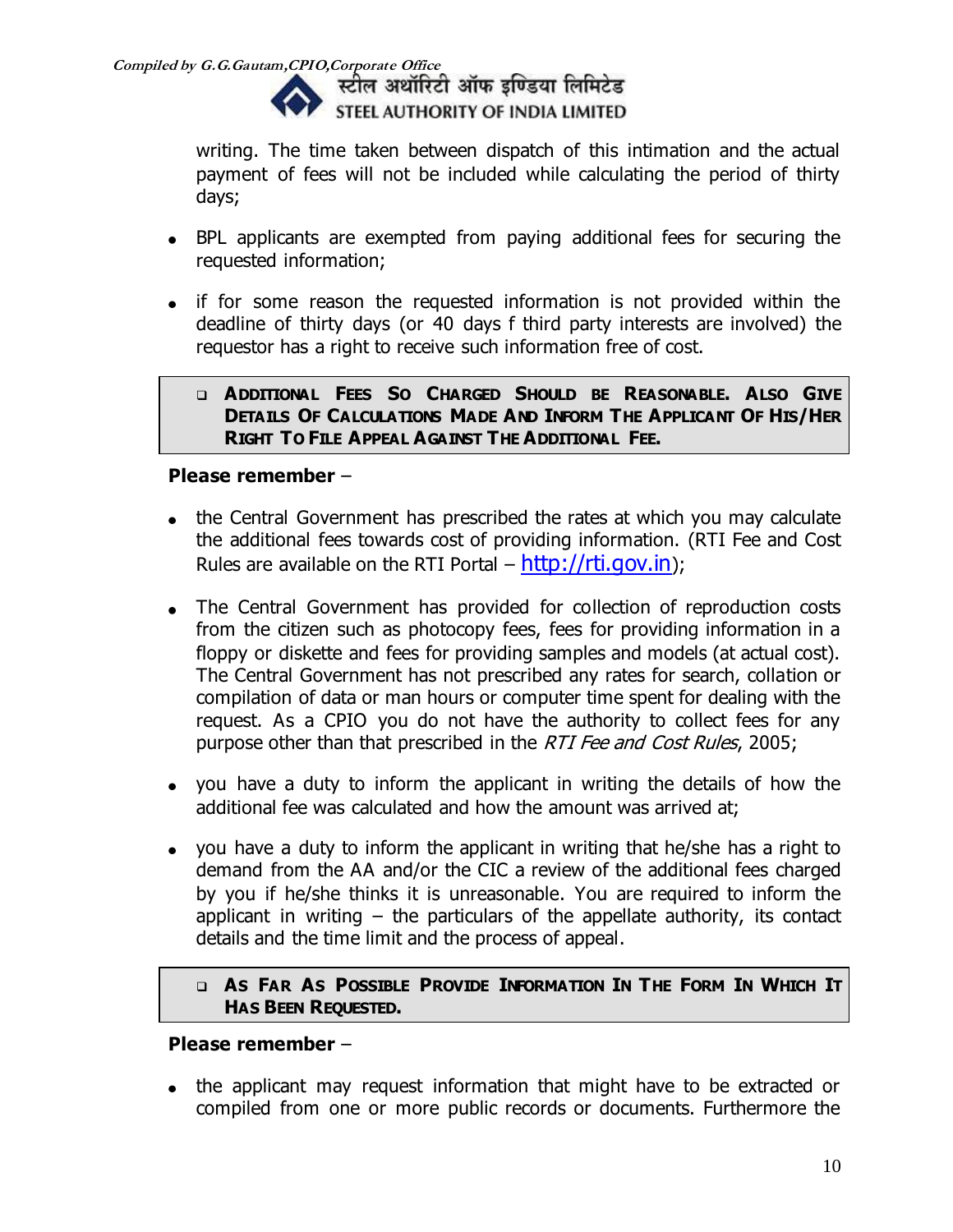writing. The time taken between dispatch of this intimation and the actual payment of fees will not be included while calculating the period of thirty days;

- BPL applicants are exempted from paying additional fees for securing the requested information;
- if for some reason the requested information is not provided within the deadline of thirty days (or 40 days f third party interests are involved) the requestor has a right to receive such information free of cost.

> - **ADDITIONAL FEES SO CHARGED SHOULD BE REASONABLE. ALSO GIVE DETAILS OF CALCULATIONS MADE AND INFORM THE APPLICANT OF HIS/HER RIGHT TO FILE APPEAL AGAINST THE ADDITIONAL FEE.**

**Please remember** –

- the Central Government has prescribed the rates at which you may calculate the additional fees towards cost of providing information. (RTI Fee and Cost Rules are available on the RTI Portal – http://rti.gov.in);
- The Central Government has provided for collection of reproduction costs from the citizen such as photocopy fees, fees for providing information in a floppy or diskette and fees for providing samples and models (at actual cost). The Central Government has not prescribed any rates for search, collation or compilation of data or man hours or computer time spent for dealing with the request. As a CPIO you do not have the authority to collect fees for any purpose other than that prescribed in the *RTI Fee and Cost Rules*, 2005;
- you have a duty to inform the applicant in writing the details of how the additional fee was calculated and how the amount was arrived at;
- you have a duty to inform the applicant in writing that he/she has a right to demand from the AA and/or the CIC a review of the additional fees charged by you if he/she thinks it is unreasonable. You are required to inform the applicant in writing – the particulars of the appellate authority, its contact details and the time limit and the process of appeal.

> - **AS FAR AS POSSIBLE PROVIDE INFORMATION IN THE FORM IN WHICH IT HAS BEEN REQUESTED.**

**Please remember** –

- the applicant may request information that might have to be extracted or compiled from one or more public records or documents. Furthermore the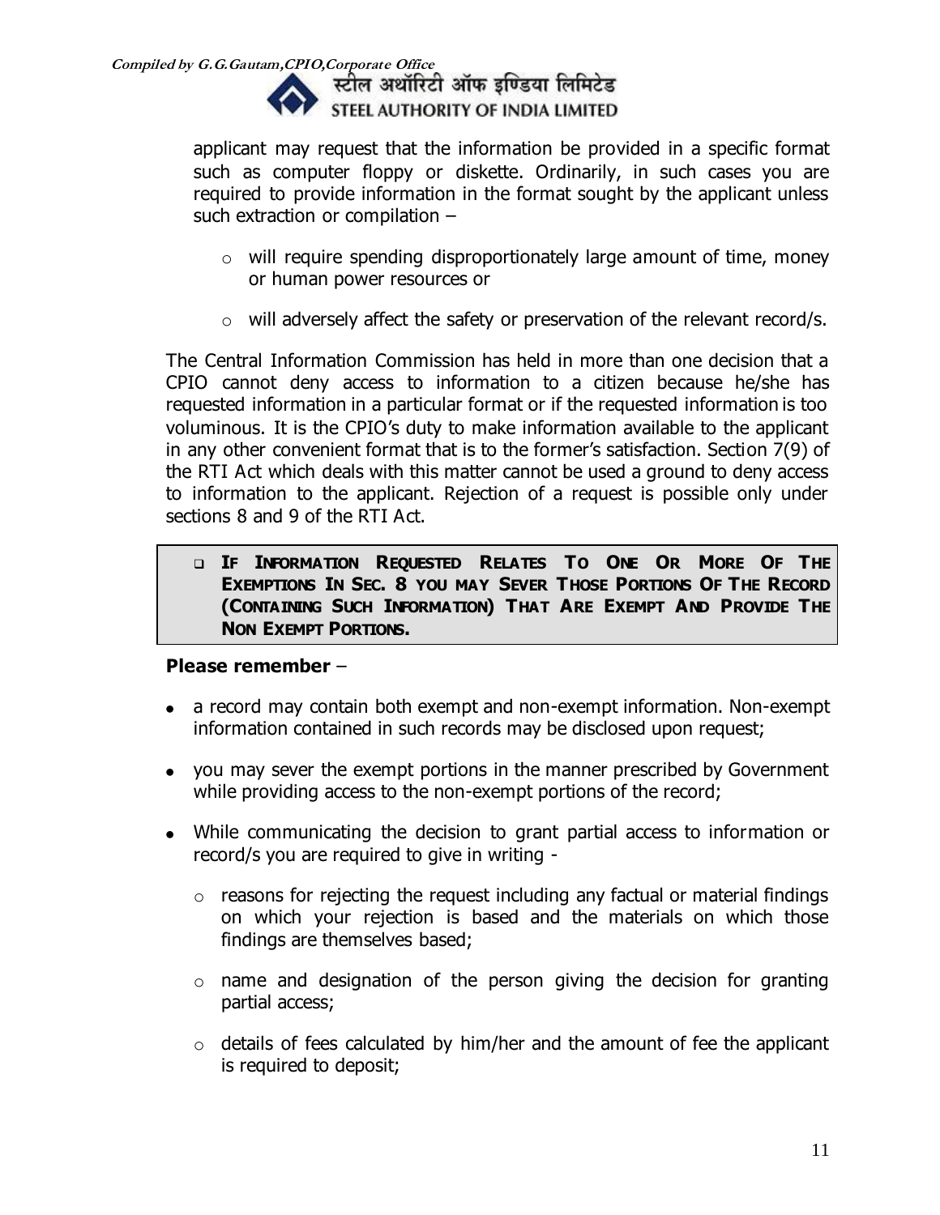applicant may request that the information be provided in a specific format such as computer floppy or diskette. Ordinarily, in such cases you are required to provide information in the format sought by the applicant unless such extraction or compilation –

- will require spending disproportionately large amount of time, money or human power resources or
- will adversely affect the safety or preservation of the relevant record/s.

The Central Information Commission has held in more than one decision that a CPIO cannot deny access to information to a citizen because he/she has requested information in a particular format or if the requested information is too voluminous. It is the CPIO's duty to make information available to the applicant in any other convenient format that is to the former's satisfaction. Section 7(9) of the RTI Act which deals with this matter cannot be used a ground to deny access to information to the applicant. Rejection of a request is possible only under sections 8 and 9 of the RTI Act.

- **IF INFORMATION REQUESTED RELATES TO ONE OR MORE OF THE EXEMPTIONS IN SEC. 8 YOU MAY SEVER THOSE PORTIONS OF THE RECORD (CONTAINING SUCH INFORMATION) THAT ARE EXEMPT AND PROVIDE THE NON EXEMPT PORTIONS.**

**Please remember** –

- a record may contain both exempt and non-exempt information. Non-exempt information contained in such records may be disclosed upon request;
- you may sever the exempt portions in the manner prescribed by Government while providing access to the non-exempt portions of the record;
- While communicating the decision to grant partial access to information or record/s you are required to give in writing -
  - reasons for rejecting the request including any factual or material findings on which your rejection is based and the materials on which those findings are themselves based;
  - name and designation of the person giving the decision for granting partial access;
  - details of fees calculated by him/her and the amount of fee the applicant is required to deposit;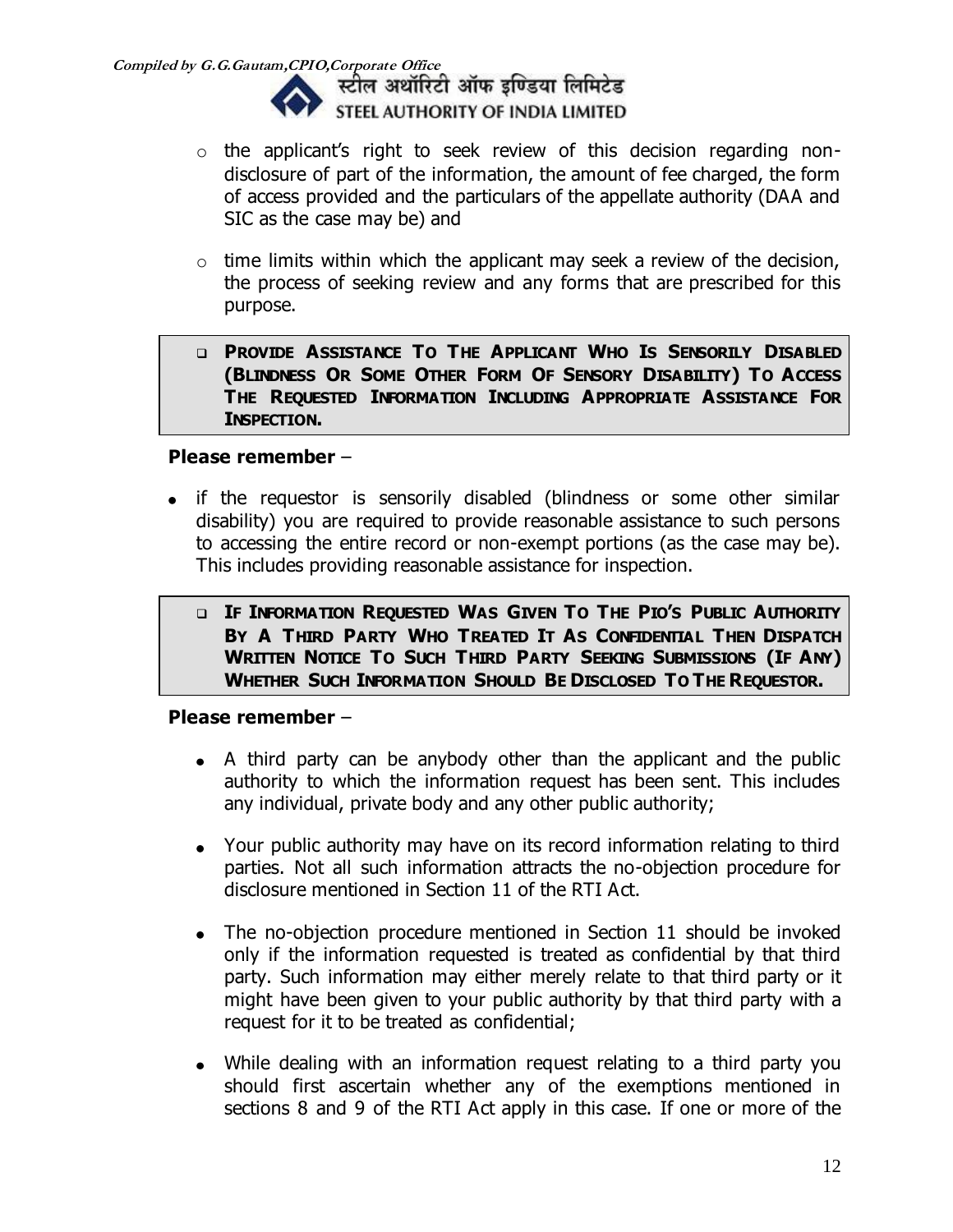- the applicant's right to seek review of this decision regarding non-disclosure of part of the information, the amount of fee charged, the form of access provided and the particulars of the appellate authority (DAA and SIC as the case may be) and

- time limits within which the applicant may seek a review of the decision, the process of seeking review and any forms that are prescribed for this purpose.

- **PROVIDE ASSISTANCE TO THE APPLICANT WHO IS SENSORILY DISABLED (BLINDNESS OR SOME OTHER FORM OF SENSORY DISABILITY) TO ACCESS THE REQUESTED INFORMATION INCLUDING APPROPRIATE ASSISTANCE FOR INSPECTION.**

**Please remember** –

- if the requestor is sensorily disabled (blindness or some other similar disability) you are required to provide reasonable assistance to such persons to accessing the entire record or non-exempt portions (as the case may be). This includes providing reasonable assistance for inspection.

- **IF INFORMATION REQUESTED WAS GIVEN TO THE PIO'S PUBLIC AUTHORITY BY A THIRD PARTY WHO TREATED IT AS CONFIDENTIAL THEN DISPATCH WRITTEN NOTICE TO SUCH THIRD PARTY SEEKING SUBMISSIONS (IF ANY) WHETHER SUCH INFORMATION SHOULD BE DISCLOSED TO THE REQUESTOR.**

**Please remember** –

- A third party can be anybody other than the applicant and the public authority to which the information request has been sent. This includes any individual, private body and any other public authority;

- Your public authority may have on its record information relating to third parties. Not all such information attracts the no-objection procedure for disclosure mentioned in Section 11 of the RTI Act.

- The no-objection procedure mentioned in Section 11 should be invoked only if the information requested is treated as confidential by that third party. Such information may either merely relate to that third party or it might have been given to your public authority by that third party with a request for it to be treated as confidential;

- While dealing with an information request relating to a third party you should first ascertain whether any of the exemptions mentioned in sections 8 and 9 of the RTI Act apply in this case. If one or more of the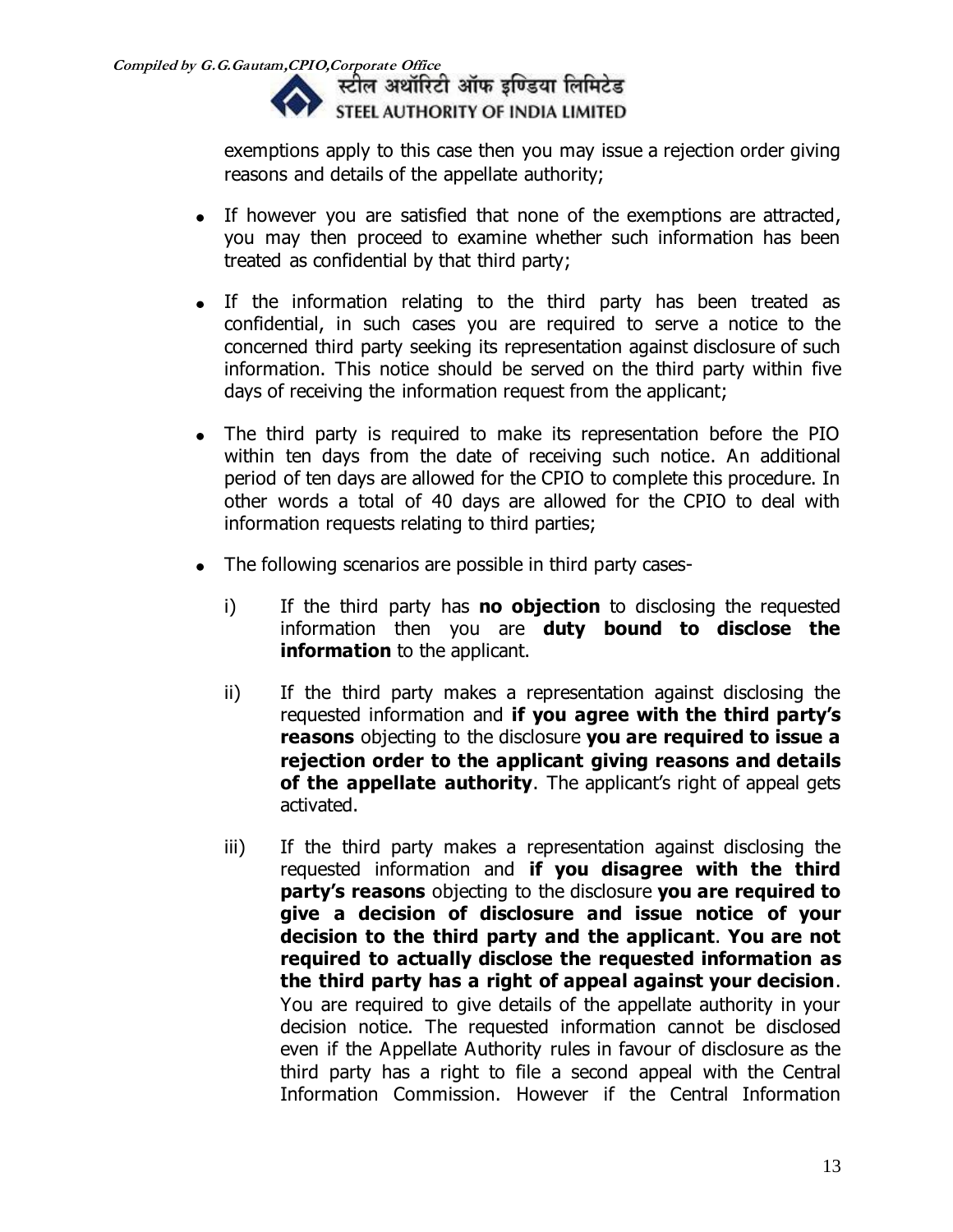exemptions apply to this case then you may issue a rejection order giving reasons and details of the appellate authority;

- If however you are satisfied that none of the exemptions are attracted, you may then proceed to examine whether such information has been treated as confidential by that third party;
- If the information relating to the third party has been treated as confidential, in such cases you are required to serve a notice to the concerned third party seeking its representation against disclosure of such information. This notice should be served on the third party within five days of receiving the information request from the applicant;
- The third party is required to make its representation before the PIO within ten days from the date of receiving such notice. An additional period of ten days are allowed for the CPIO to complete this procedure. In other words a total of 40 days are allowed for the CPIO to deal with information requests relating to third parties;
- The following scenarios are possible in third party cases-

   i) If the third party has **no objection** to disclosing the requested information then you are **duty bound to disclose the information** to the applicant.

   ii) If the third party makes a representation against disclosing the requested information and **if you agree with the third party's reasons** objecting to the disclosure **you are required to issue a rejection order to the applicant giving reasons and details of the appellate authority**. The applicant's right of appeal gets activated.

   iii) If the third party makes a representation against disclosing the requested information and **if you disagree with the third party's reasons** objecting to the disclosure **you are required to give a decision of disclosure and issue notice of your decision to the third party and the applicant**. **You are not required to actually disclose the requested information as the third party has a right of appeal against your decision**. You are required to give details of the appellate authority in your decision notice. The requested information cannot be disclosed even if the Appellate Authority rules in favour of disclosure as the third party has a right to file a second appeal with the Central Information Commission. However if the Central Information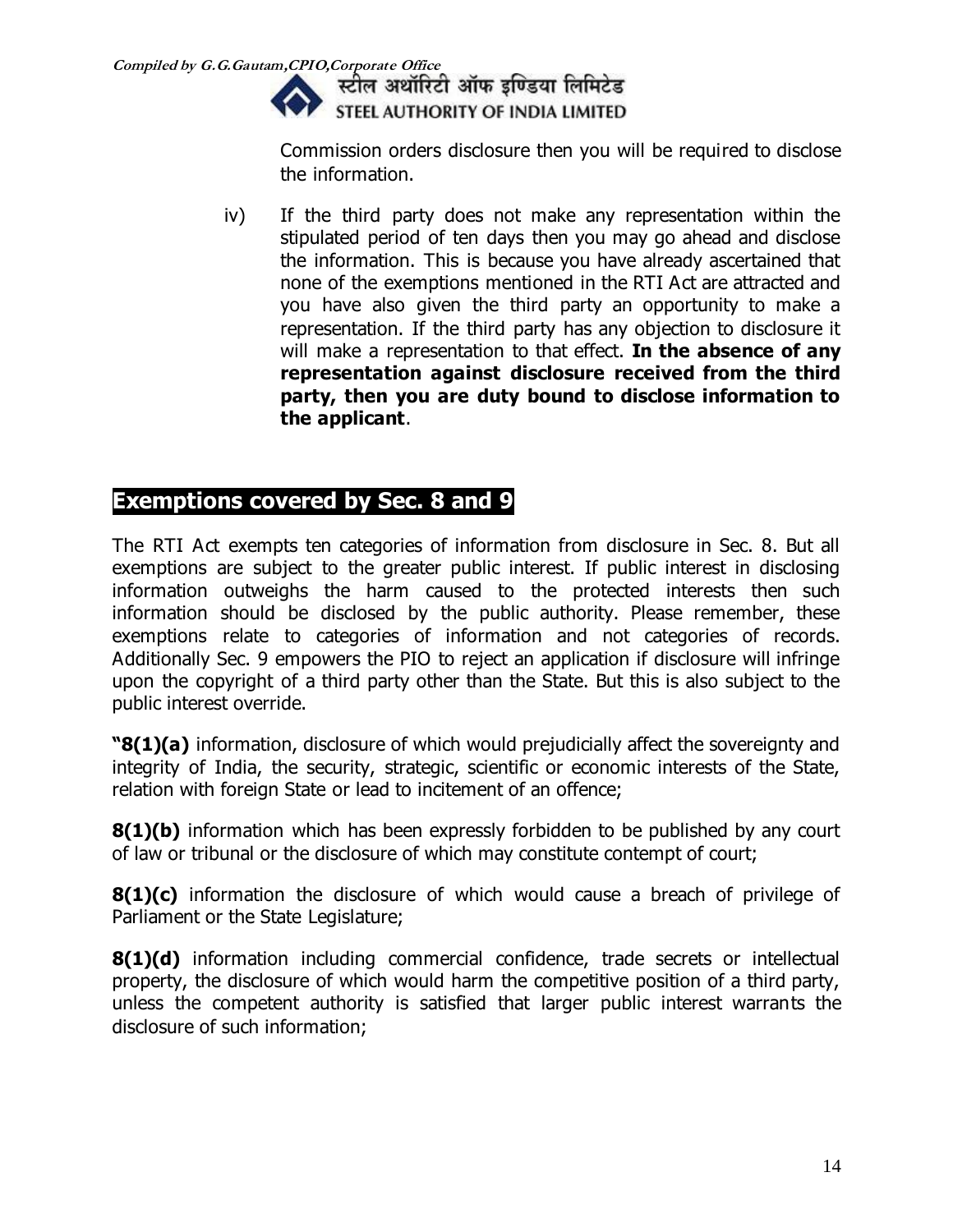Commission orders disclosure then you will be required to disclose the information.

iv) If the third party does not make any representation within the stipulated period of ten days then you may go ahead and disclose the information. This is because you have already ascertained that none of the exemptions mentioned in the RTI Act are attracted and you have also given the third party an opportunity to make a representation. If the third party has any objection to disclosure it will make a representation to that effect. **In the absence of any representation against disclosure received from the third party, then you are duty bound to disclose information to the applicant**.

## Exemptions covered by Sec. 8 and 9

The RTI Act exempts ten categories of information from disclosure in Sec. 8. But all exemptions are subject to the greater public interest. If public interest in disclosing information outweighs the harm caused to the protected interests then such information should be disclosed by the public authority. Please remember, these exemptions relate to categories of information and not categories of records. Additionally Sec. 9 empowers the PIO to reject an application if disclosure will infringe upon the copyright of a third party other than the State. But this is also subject to the public interest override.

**"8(1)(a)** information, disclosure of which would prejudicially affect the sovereignty and integrity of India, the security, strategic, scientific or economic interests of the State, relation with foreign State or lead to incitement of an offence;

**8(1)(b)** information which has been expressly forbidden to be published by any court of law or tribunal or the disclosure of which may constitute contempt of court;

**8(1)(c)** information the disclosure of which would cause a breach of privilege of Parliament or the State Legislature;

**8(1)(d)** information including commercial confidence, trade secrets or intellectual property, the disclosure of which would harm the competitive position of a third party, unless the competent authority is satisfied that larger public interest warrants the disclosure of such information;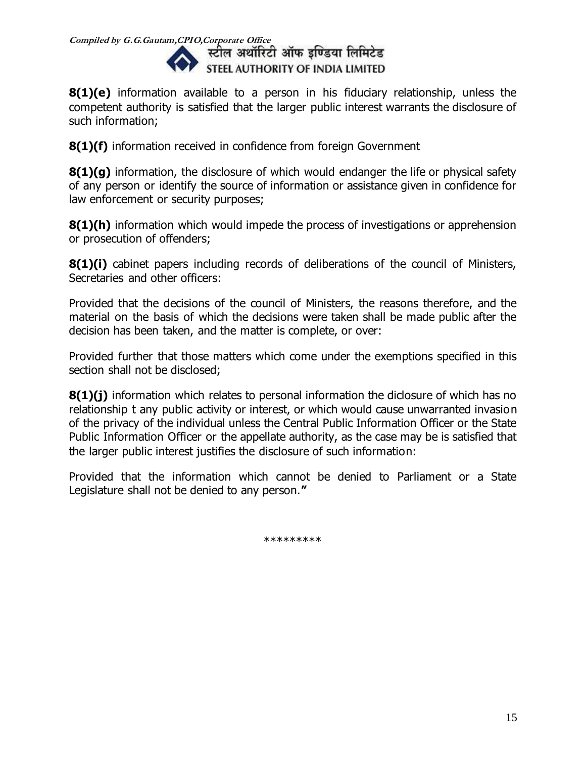**8(1)(e)** information available to a person in his fiduciary relationship, unless the competent authority is satisfied that the larger public interest warrants the disclosure of such information;

**8(1)(f)** information received in confidence from foreign Government

**8(1)(g)** information, the disclosure of which would endanger the life or physical safety of any person or identify the source of information or assistance given in confidence for law enforcement or security purposes;

**8(1)(h)** information which would impede the process of investigations or apprehension or prosecution of offenders;

**8(1)(i)** cabinet papers including records of deliberations of the council of Ministers, Secretaries and other officers:

Provided that the decisions of the council of Ministers, the reasons therefore, and the material on the basis of which the decisions were taken shall be made public after the decision has been taken, and the matter is complete, or over:

Provided further that those matters which come under the exemptions specified in this section shall not be disclosed;

**8(1)(j)** information which relates to personal information the diclosure of which has no relationship t any public activity or interest, or which would cause unwarranted invasion of the privacy of the individual unless the Central Public Information Officer or the State Public Information Officer or the appellate authority, as the case may be is satisfied that the larger public interest justifies the disclosure of such information:

Provided that the information which cannot be denied to Parliament or a State Legislature shall not be denied to any person.**"**

*********